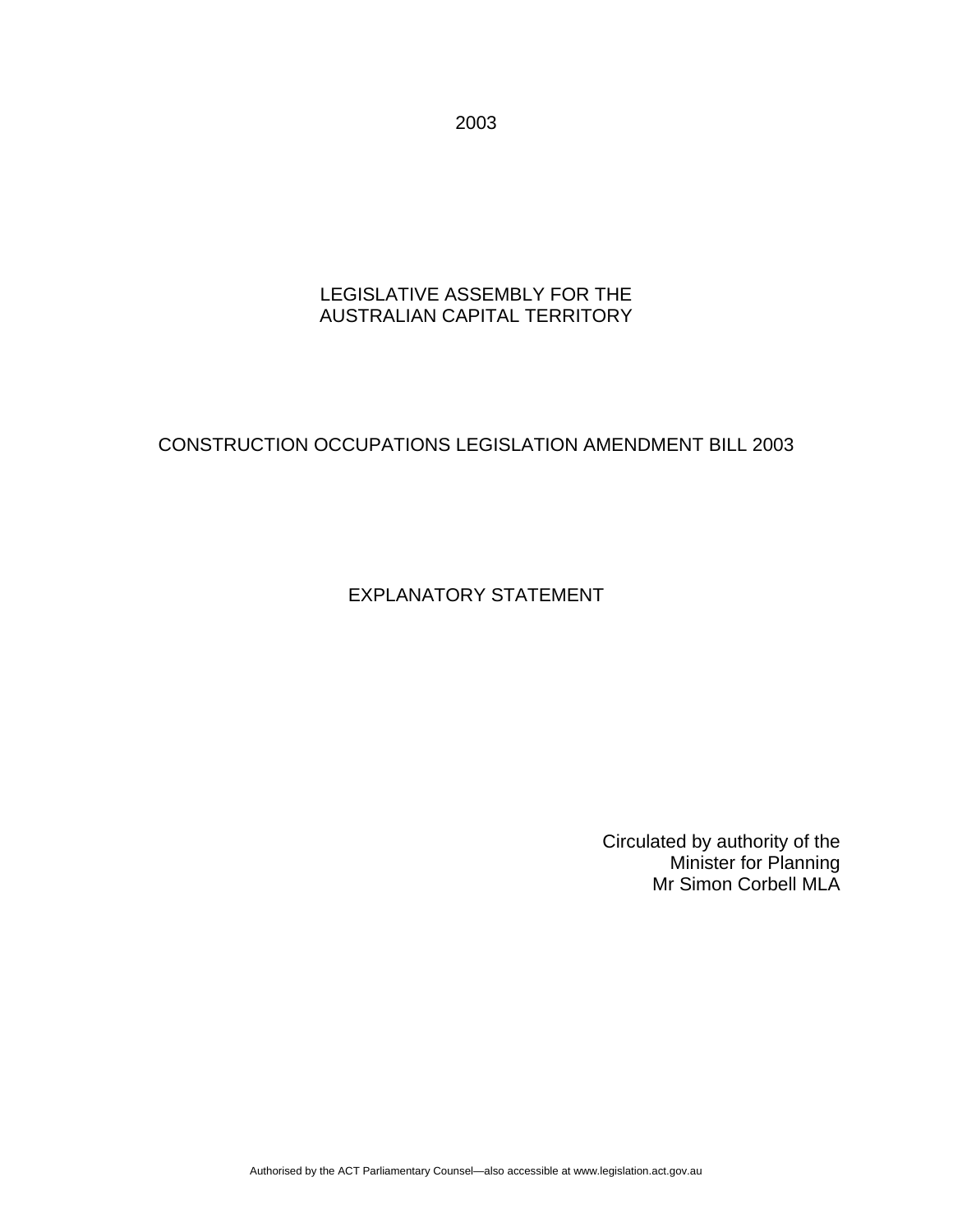2003

LEGISLATIVE ASSEMBLY FOR THE
AUSTRALIAN CAPITAL TERRITORY

# CONSTRUCTION OCCUPATIONS LEGISLATION AMENDMENT BILL 2003

## EXPLANATORY STATEMENT

Circulated by authority of the
Minister for Planning
Mr Simon Corbell MLA

Authorised by the ACT Parliamentary Counsel—also accessible at www.legislation.act.gov.au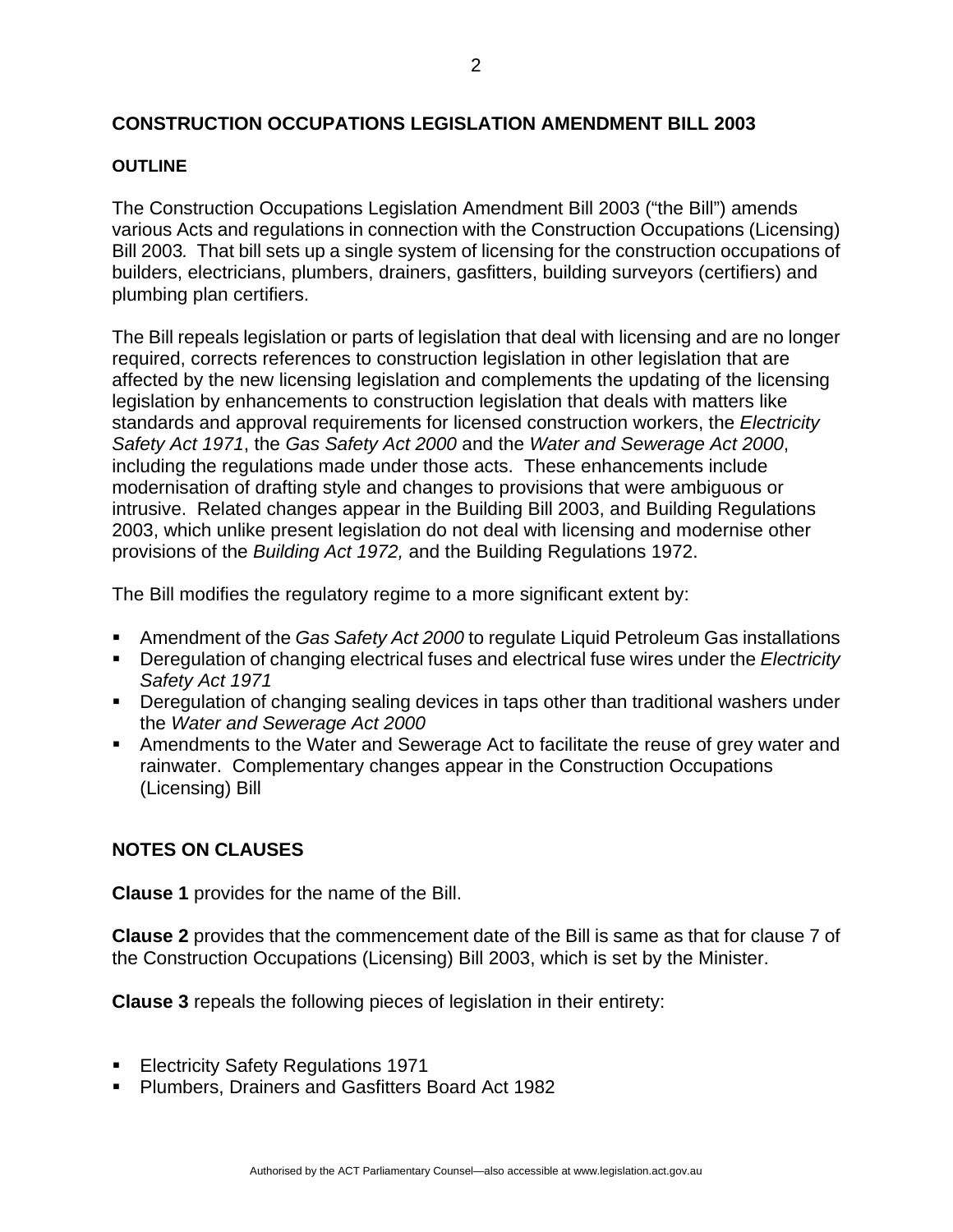## CONSTRUCTION OCCUPATIONS LEGISLATION AMENDMENT BILL 2003

### OUTLINE

The Construction Occupations Legislation Amendment Bill 2003 ("the Bill") amends various Acts and regulations in connection with the Construction Occupations (Licensing) Bill 2003*.* That bill sets up a single system of licensing for the construction occupations of builders, electricians, plumbers, drainers, gasfitters, building surveyors (certifiers) and plumbing plan certifiers.

The Bill repeals legislation or parts of legislation that deal with licensing and are no longer required, corrects references to construction legislation in other legislation that are affected by the new licensing legislation and complements the updating of the licensing legislation by enhancements to construction legislation that deals with matters like standards and approval requirements for licensed construction workers, the *Electricity Safety Act 1971*, the *Gas Safety Act 2000* and the *Water and Sewerage Act 2000*, including the regulations made under those acts. These enhancements include modernisation of drafting style and changes to provisions that were ambiguous or intrusive. Related changes appear in the Building Bill 2003, and Building Regulations 2003, which unlike present legislation do not deal with licensing and modernise other provisions of the *Building Act 1972,* and the Building Regulations 1972.

The Bill modifies the regulatory regime to a more significant extent by:

- Amendment of the *Gas Safety Act 2000* to regulate Liquid Petroleum Gas installations
- Deregulation of changing electrical fuses and electrical fuse wires under the *Electricity Safety Act 1971*
- Deregulation of changing sealing devices in taps other than traditional washers under the *Water and Sewerage Act 2000*
- Amendments to the Water and Sewerage Act to facilitate the reuse of grey water and rainwater. Complementary changes appear in the Construction Occupations (Licensing) Bill

## NOTES ON CLAUSES

**Clause 1** provides for the name of the Bill.

**Clause 2** provides that the commencement date of the Bill is same as that for clause 7 of the Construction Occupations (Licensing) Bill 2003, which is set by the Minister.

**Clause 3** repeals the following pieces of legislation in their entirety:

- Electricity Safety Regulations 1971
- Plumbers, Drainers and Gasfitters Board Act 1982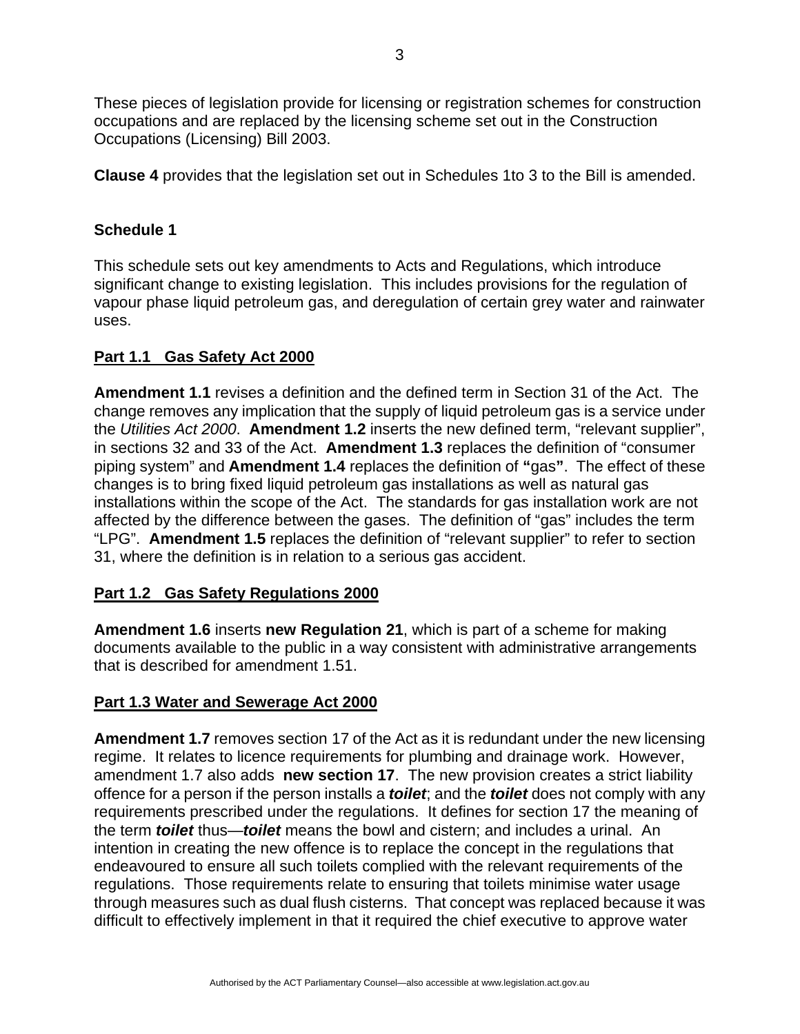These pieces of legislation provide for licensing or registration schemes for construction occupations and are replaced by the licensing scheme set out in the Construction Occupations (Licensing) Bill 2003.

**Clause 4** provides that the legislation set out in Schedules 1to 3 to the Bill is amended.

### Schedule 1

This schedule sets out key amendments to Acts and Regulations, which introduce significant change to existing legislation. This includes provisions for the regulation of vapour phase liquid petroleum gas, and deregulation of certain grey water and rainwater uses.

### Part 1.1 Gas Safety Act 2000

**Amendment 1.1** revises a definition and the defined term in Section 31 of the Act. The change removes any implication that the supply of liquid petroleum gas is a service under the *Utilities Act 2000*. **Amendment 1.2** inserts the new defined term, "relevant supplier", in sections 32 and 33 of the Act. **Amendment 1.3** replaces the definition of "consumer piping system" and **Amendment 1.4** replaces the definition of **"**gas**"**. The effect of these changes is to bring fixed liquid petroleum gas installations as well as natural gas installations within the scope of the Act. The standards for gas installation work are not affected by the difference between the gases. The definition of "gas" includes the term "LPG". **Amendment 1.5** replaces the definition of "relevant supplier" to refer to section 31, where the definition is in relation to a serious gas accident.

### Part 1.2 Gas Safety Regulations 2000

**Amendment 1.6** inserts **new Regulation 21**, which is part of a scheme for making documents available to the public in a way consistent with administrative arrangements that is described for amendment 1.51.

### Part 1.3 Water and Sewerage Act 2000

**Amendment 1.7** removes section 17 of the Act as it is redundant under the new licensing regime. It relates to licence requirements for plumbing and drainage work. However, amendment 1.7 also adds **new section 17**. The new provision creates a strict liability offence for a person if the person installs a ***toilet***; and the ***toilet*** does not comply with any requirements prescribed under the regulations. It defines for section 17 the meaning of the term ***toilet*** thus—***toilet*** means the bowl and cistern; and includes a urinal. An intention in creating the new offence is to replace the concept in the regulations that endeavoured to ensure all such toilets complied with the relevant requirements of the regulations. Those requirements relate to ensuring that toilets minimise water usage through measures such as dual flush cisterns. That concept was replaced because it was difficult to effectively implement in that it required the chief executive to approve water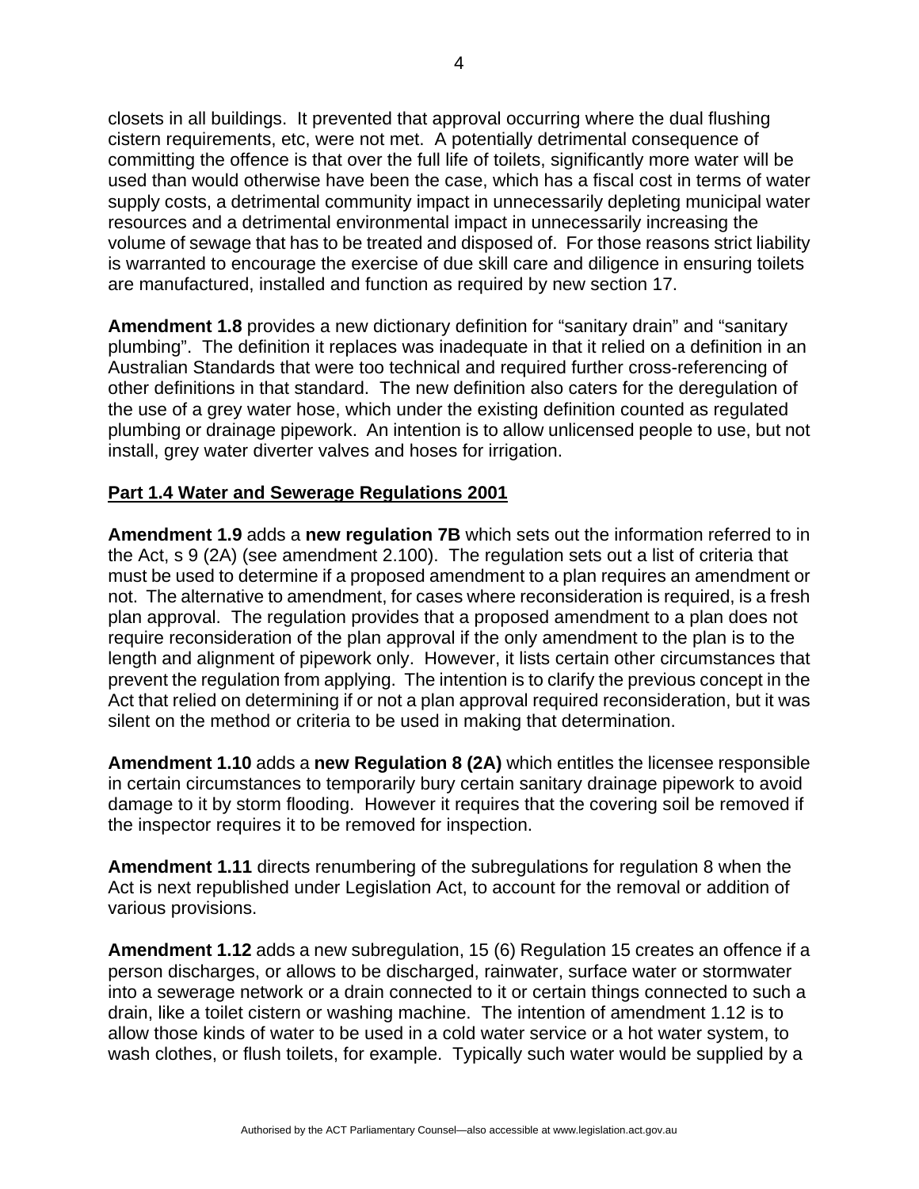closets in all buildings. It prevented that approval occurring where the dual flushing cistern requirements, etc, were not met. A potentially detrimental consequence of committing the offence is that over the full life of toilets, significantly more water will be used than would otherwise have been the case, which has a fiscal cost in terms of water supply costs, a detrimental community impact in unnecessarily depleting municipal water resources and a detrimental environmental impact in unnecessarily increasing the volume of sewage that has to be treated and disposed of. For those reasons strict liability is warranted to encourage the exercise of due skill care and diligence in ensuring toilets are manufactured, installed and function as required by new section 17.

**Amendment 1.8** provides a new dictionary definition for "sanitary drain" and "sanitary plumbing". The definition it replaces was inadequate in that it relied on a definition in an Australian Standards that were too technical and required further cross-referencing of other definitions in that standard. The new definition also caters for the deregulation of the use of a grey water hose, which under the existing definition counted as regulated plumbing or drainage pipework. An intention is to allow unlicensed people to use, but not install, grey water diverter valves and hoses for irrigation.

**Part 1.4 Water and Sewerage Regulations 2001**

**Amendment 1.9** adds a **new regulation 7B** which sets out the information referred to in the Act, s 9 (2A) (see amendment 2.100). The regulation sets out a list of criteria that must be used to determine if a proposed amendment to a plan requires an amendment or not. The alternative to amendment, for cases where reconsideration is required, is a fresh plan approval. The regulation provides that a proposed amendment to a plan does not require reconsideration of the plan approval if the only amendment to the plan is to the length and alignment of pipework only. However, it lists certain other circumstances that prevent the regulation from applying. The intention is to clarify the previous concept in the Act that relied on determining if or not a plan approval required reconsideration, but it was silent on the method or criteria to be used in making that determination.

**Amendment 1.10** adds a **new Regulation 8 (2A)** which entitles the licensee responsible in certain circumstances to temporarily bury certain sanitary drainage pipework to avoid damage to it by storm flooding. However it requires that the covering soil be removed if the inspector requires it to be removed for inspection.

**Amendment 1.11** directs renumbering of the subregulations for regulation 8 when the Act is next republished under Legislation Act, to account for the removal or addition of various provisions.

**Amendment 1.12** adds a new subregulation, 15 (6) Regulation 15 creates an offence if a person discharges, or allows to be discharged, rainwater, surface water or stormwater into a sewerage network or a drain connected to it or certain things connected to such a drain, like a toilet cistern or washing machine. The intention of amendment 1.12 is to allow those kinds of water to be used in a cold water service or a hot water system, to wash clothes, or flush toilets, for example. Typically such water would be supplied by a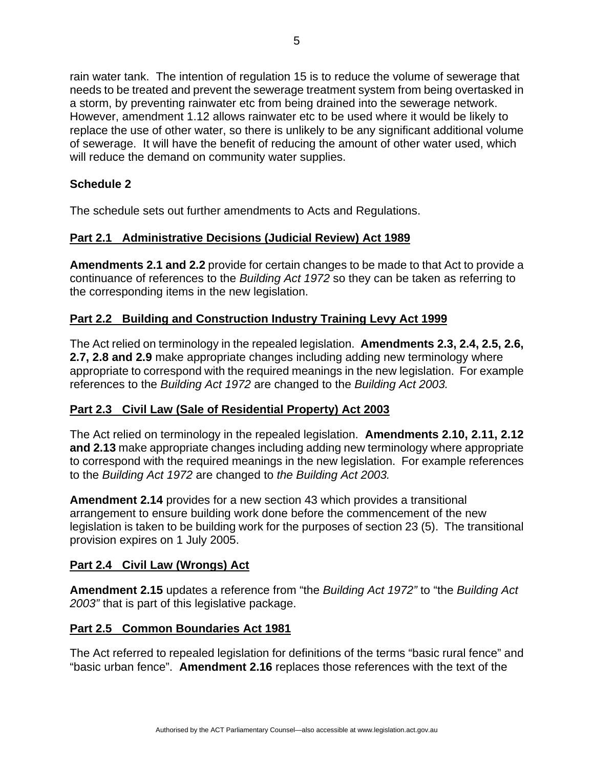rain water tank. The intention of regulation 15 is to reduce the volume of sewerage that needs to be treated and prevent the sewerage treatment system from being overtasked in a storm, by preventing rainwater etc from being drained into the sewerage network. However, amendment 1.12 allows rainwater etc to be used where it would be likely to replace the use of other water, so there is unlikely to be any significant additional volume of sewerage. It will have the benefit of reducing the amount of other water used, which will reduce the demand on community water supplies.

**Schedule 2**

The schedule sets out further amendments to Acts and Regulations.

**Part 2.1 Administrative Decisions (Judicial Review) Act 1989**

**Amendments 2.1 and 2.2** provide for certain changes to be made to that Act to provide a continuance of references to the *Building Act 1972* so they can be taken as referring to the corresponding items in the new legislation.

**Part 2.2 Building and Construction Industry Training Levy Act 1999**

The Act relied on terminology in the repealed legislation. **Amendments 2.3, 2.4, 2.5, 2.6, 2.7, 2.8 and 2.9** make appropriate changes including adding new terminology where appropriate to correspond with the required meanings in the new legislation. For example references to the *Building Act 1972* are changed to the *Building Act 2003.*

**Part 2.3 Civil Law (Sale of Residential Property) Act 2003**

The Act relied on terminology in the repealed legislation. **Amendments 2.10, 2.11, 2.12 and 2.13** make appropriate changes including adding new terminology where appropriate to correspond with the required meanings in the new legislation. For example references to the *Building Act 1972* are changed to *the Building Act 2003.*

**Amendment 2.14** provides for a new section 43 which provides a transitional arrangement to ensure building work done before the commencement of the new legislation is taken to be building work for the purposes of section 23 (5). The transitional provision expires on 1 July 2005.

**Part 2.4 Civil Law (Wrongs) Act**

**Amendment 2.15** updates a reference from "the *Building Act 1972"* to "the *Building Act 2003"* that is part of this legislative package.

**Part 2.5 Common Boundaries Act 1981**

The Act referred to repealed legislation for definitions of the terms "basic rural fence" and "basic urban fence". **Amendment 2.16** replaces those references with the text of the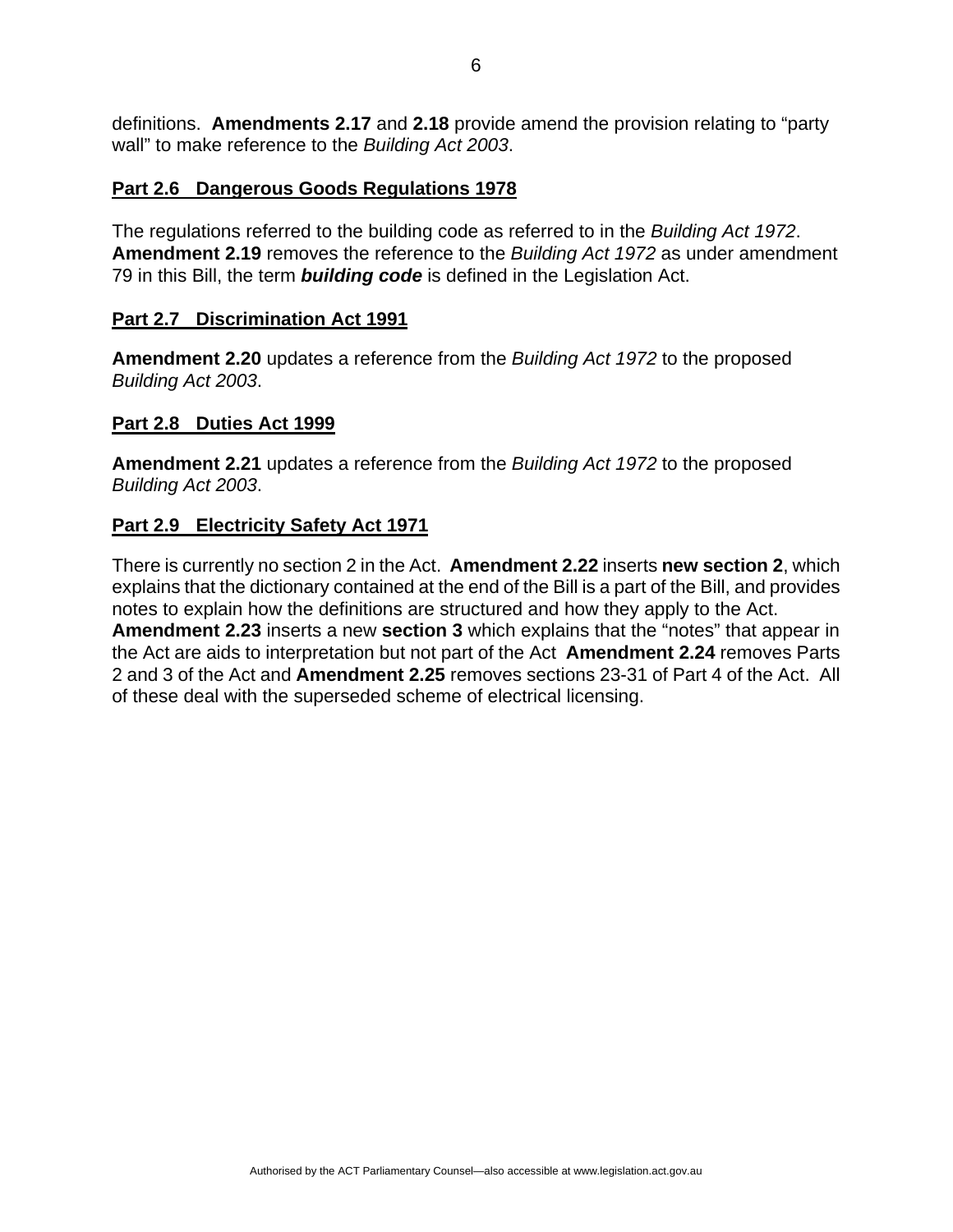definitions. **Amendments 2.17** and **2.18** provide amend the provision relating to "party wall" to make reference to the *Building Act 2003*.

## Part 2.6 Dangerous Goods Regulations 1978

The regulations referred to the building code as referred to in the *Building Act 1972*. **Amendment 2.19** removes the reference to the *Building Act 1972* as under amendment 79 in this Bill, the term ***building code*** is defined in the Legislation Act.

## Part 2.7 Discrimination Act 1991

**Amendment 2.20** updates a reference from the *Building Act 1972* to the proposed *Building Act 2003*.

## Part 2.8 Duties Act 1999

**Amendment 2.21** updates a reference from the *Building Act 1972* to the proposed *Building Act 2003*.

## Part 2.9 Electricity Safety Act 1971

There is currently no section 2 in the Act. **Amendment 2.22** inserts **new section 2**, which explains that the dictionary contained at the end of the Bill is a part of the Bill, and provides notes to explain how the definitions are structured and how they apply to the Act. **Amendment 2.23** inserts a new **section 3** which explains that the "notes" that appear in the Act are aids to interpretation but not part of the Act **Amendment 2.24** removes Parts 2 and 3 of the Act and **Amendment 2.25** removes sections 23-31 of Part 4 of the Act. All of these deal with the superseded scheme of electrical licensing.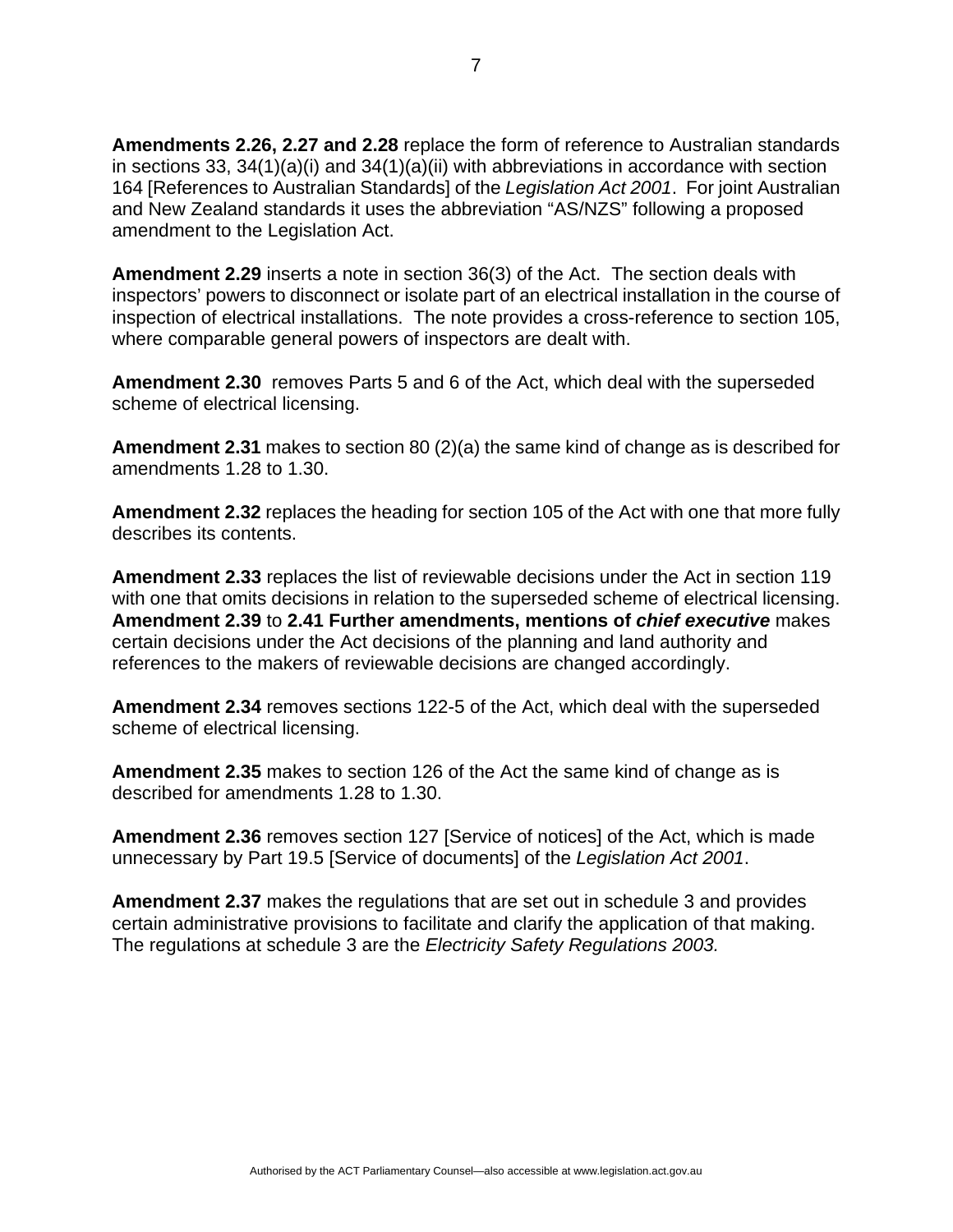**Amendments 2.26, 2.27 and 2.28** replace the form of reference to Australian standards in sections 33, 34(1)(a)(i) and 34(1)(a)(ii) with abbreviations in accordance with section 164 [References to Australian Standards] of the *Legislation Act 2001*. For joint Australian and New Zealand standards it uses the abbreviation "AS/NZS" following a proposed amendment to the Legislation Act.

**Amendment 2.29** inserts a note in section 36(3) of the Act. The section deals with inspectors' powers to disconnect or isolate part of an electrical installation in the course of inspection of electrical installations. The note provides a cross-reference to section 105, where comparable general powers of inspectors are dealt with.

**Amendment 2.30** removes Parts 5 and 6 of the Act, which deal with the superseded scheme of electrical licensing.

**Amendment 2.31** makes to section 80 (2)(a) the same kind of change as is described for amendments 1.28 to 1.30.

**Amendment 2.32** replaces the heading for section 105 of the Act with one that more fully describes its contents.

**Amendment 2.33** replaces the list of reviewable decisions under the Act in section 119 with one that omits decisions in relation to the superseded scheme of electrical licensing. **Amendment 2.39** to **2.41 Further amendments, mentions of *chief executive*** makes certain decisions under the Act decisions of the planning and land authority and references to the makers of reviewable decisions are changed accordingly.

**Amendment 2.34** removes sections 122-5 of the Act, which deal with the superseded scheme of electrical licensing.

**Amendment 2.35** makes to section 126 of the Act the same kind of change as is described for amendments 1.28 to 1.30.

**Amendment 2.36** removes section 127 [Service of notices] of the Act, which is made unnecessary by Part 19.5 [Service of documents] of the *Legislation Act 2001*.

**Amendment 2.37** makes the regulations that are set out in schedule 3 and provides certain administrative provisions to facilitate and clarify the application of that making. The regulations at schedule 3 are the *Electricity Safety Regulations 2003.*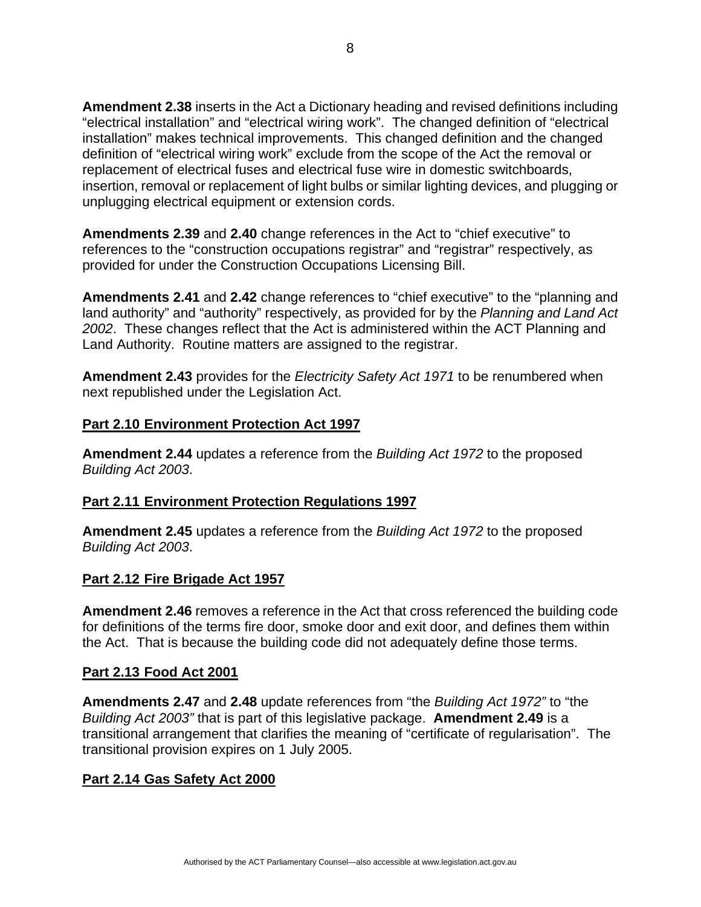**Amendment 2.38** inserts in the Act a Dictionary heading and revised definitions including "electrical installation" and "electrical wiring work". The changed definition of "electrical installation" makes technical improvements. This changed definition and the changed definition of "electrical wiring work" exclude from the scope of the Act the removal or replacement of electrical fuses and electrical fuse wire in domestic switchboards, insertion, removal or replacement of light bulbs or similar lighting devices, and plugging or unplugging electrical equipment or extension cords.

**Amendments 2.39** and **2.40** change references in the Act to "chief executive" to references to the "construction occupations registrar" and "registrar" respectively, as provided for under the Construction Occupations Licensing Bill.

**Amendments 2.41** and **2.42** change references to "chief executive" to the "planning and land authority" and "authority" respectively, as provided for by the *Planning and Land Act 2002*. These changes reflect that the Act is administered within the ACT Planning and Land Authority. Routine matters are assigned to the registrar.

**Amendment 2.43** provides for the *Electricity Safety Act 1971* to be renumbered when next republished under the Legislation Act.

## Part 2.10 Environment Protection Act 1997

**Amendment 2.44** updates a reference from the *Building Act 1972* to the proposed *Building Act 2003*.

## Part 2.11 Environment Protection Regulations 1997

**Amendment 2.45** updates a reference from the *Building Act 1972* to the proposed *Building Act 2003*.

## Part 2.12 Fire Brigade Act 1957

**Amendment 2.46** removes a reference in the Act that cross referenced the building code for definitions of the terms fire door, smoke door and exit door, and defines them within the Act. That is because the building code did not adequately define those terms.

## Part 2.13 Food Act 2001

**Amendments 2.47** and **2.48** update references from "the *Building Act 1972"* to "the *Building Act 2003"* that is part of this legislative package. **Amendment 2.49** is a transitional arrangement that clarifies the meaning of "certificate of regularisation". The transitional provision expires on 1 July 2005.

## Part 2.14 Gas Safety Act 2000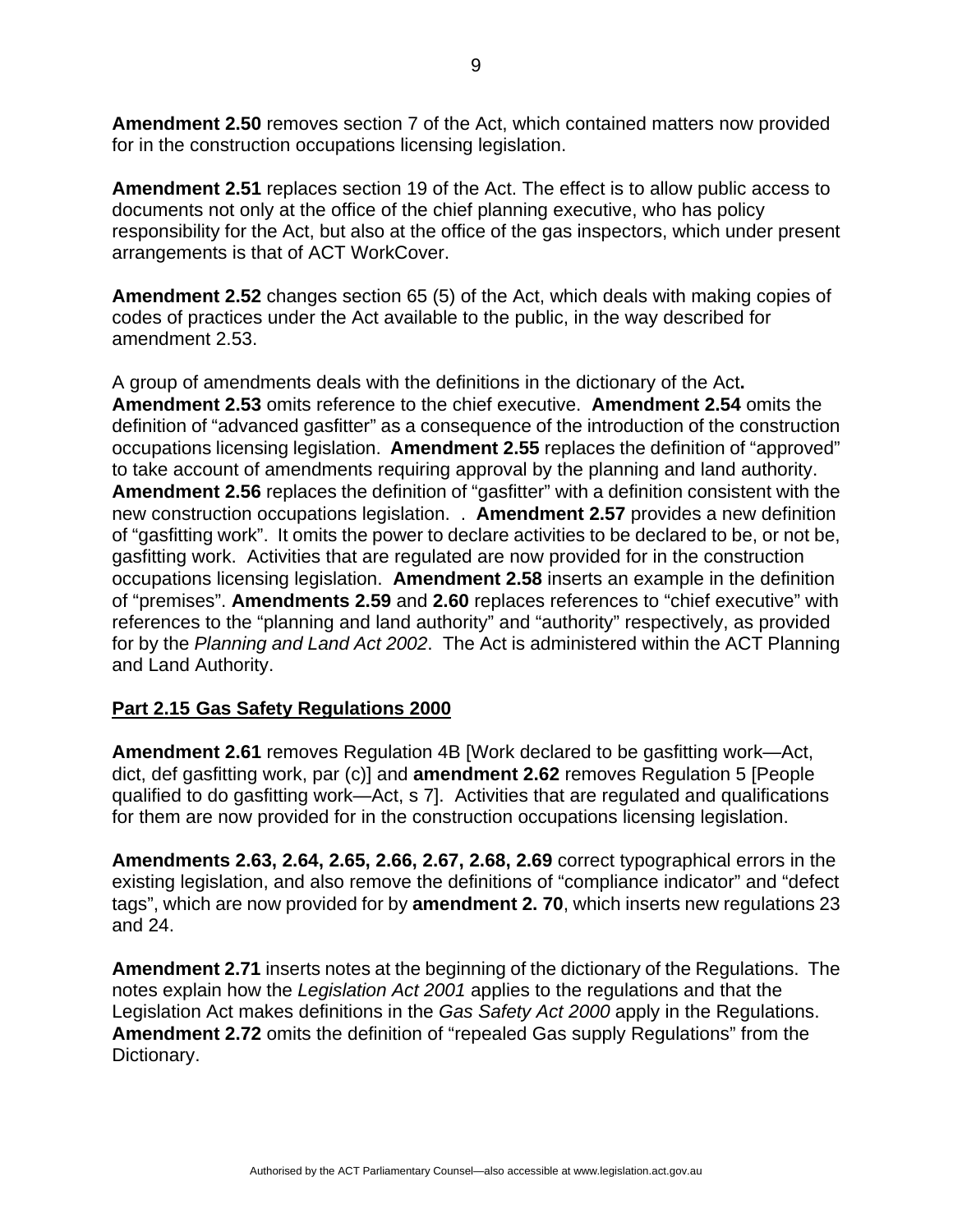**Amendment 2.50** removes section 7 of the Act, which contained matters now provided for in the construction occupations licensing legislation.

**Amendment 2.51** replaces section 19 of the Act. The effect is to allow public access to documents not only at the office of the chief planning executive, who has policy responsibility for the Act, but also at the office of the gas inspectors, which under present arrangements is that of ACT WorkCover.

**Amendment 2.52** changes section 65 (5) of the Act, which deals with making copies of codes of practices under the Act available to the public, in the way described for amendment 2.53.

A group of amendments deals with the definitions in the dictionary of the Act**.** **Amendment 2.53** omits reference to the chief executive. **Amendment 2.54** omits the definition of "advanced gasfitter" as a consequence of the introduction of the construction occupations licensing legislation. **Amendment 2.55** replaces the definition of "approved" to take account of amendments requiring approval by the planning and land authority. **Amendment 2.56** replaces the definition of "gasfitter" with a definition consistent with the new construction occupations legislation. . **Amendment 2.57** provides a new definition of "gasfitting work". It omits the power to declare activities to be declared to be, or not be, gasfitting work. Activities that are regulated are now provided for in the construction occupations licensing legislation. **Amendment 2.58** inserts an example in the definition of "premises". **Amendments 2.59** and **2.60** replaces references to "chief executive" with references to the "planning and land authority" and "authority" respectively, as provided for by the *Planning and Land Act 2002*. The Act is administered within the ACT Planning and Land Authority.

**Part 2.15 Gas Safety Regulations 2000**

**Amendment 2.61** removes Regulation 4B [Work declared to be gasfitting work—Act, dict, def gasfitting work, par (c)] and **amendment 2.62** removes Regulation 5 [People qualified to do gasfitting work—Act, s 7]. Activities that are regulated and qualifications for them are now provided for in the construction occupations licensing legislation.

**Amendments 2.63, 2.64, 2.65, 2.66, 2.67, 2.68, 2.69** correct typographical errors in the existing legislation, and also remove the definitions of "compliance indicator" and "defect tags", which are now provided for by **amendment 2. 70**, which inserts new regulations 23 and 24.

**Amendment 2.71** inserts notes at the beginning of the dictionary of the Regulations. The notes explain how the *Legislation Act 2001* applies to the regulations and that the Legislation Act makes definitions in the *Gas Safety Act 2000* apply in the Regulations. **Amendment 2.72** omits the definition of "repealed Gas supply Regulations" from the Dictionary.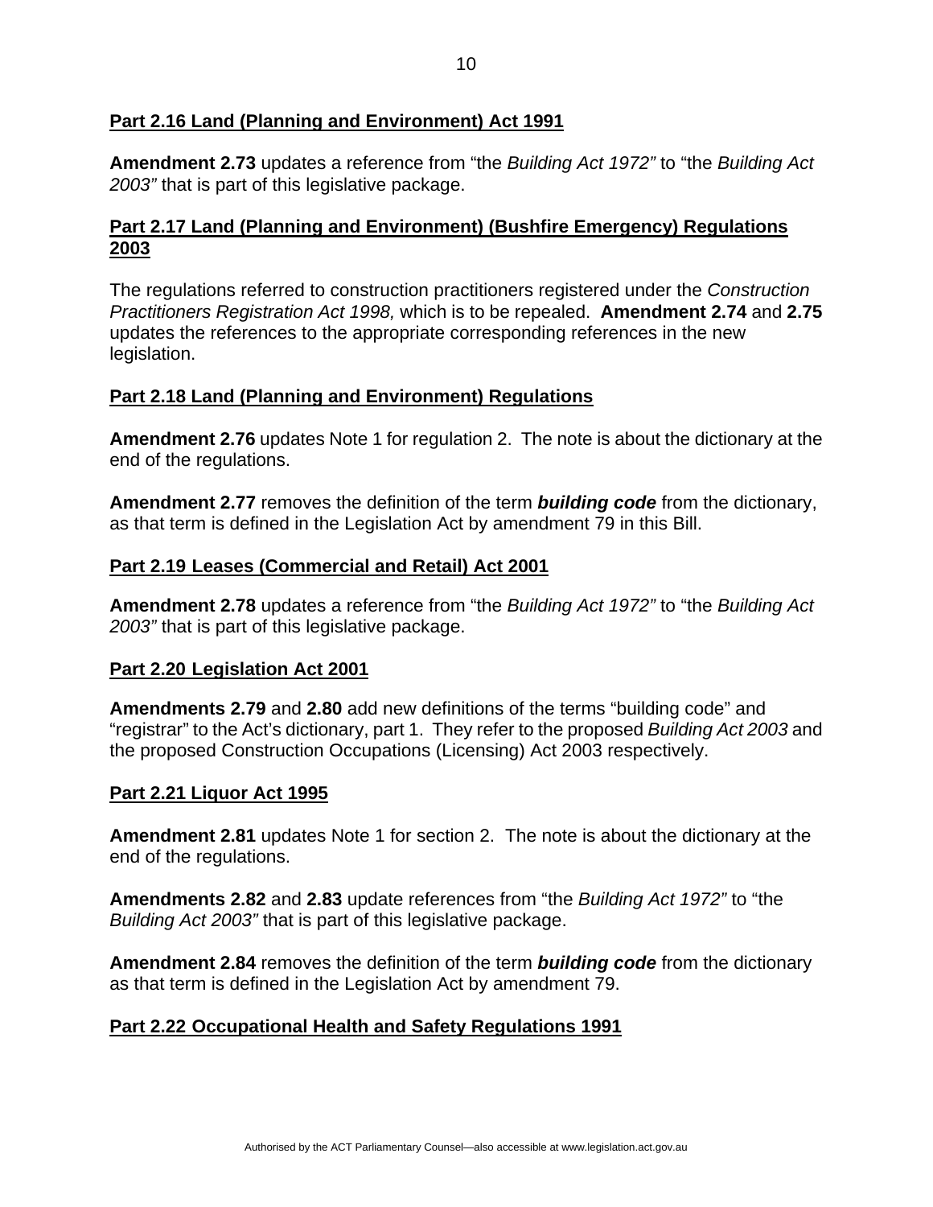## Part 2.16 Land (Planning and Environment) Act 1991

**Amendment 2.73** updates a reference from "the *Building Act 1972"* to "the *Building Act 2003"* that is part of this legislative package.

## Part 2.17 Land (Planning and Environment) (Bushfire Emergency) Regulations 2003

The regulations referred to construction practitioners registered under the *Construction Practitioners Registration Act 1998,* which is to be repealed. **Amendment 2.74** and **2.75** updates the references to the appropriate corresponding references in the new legislation.

## Part 2.18 Land (Planning and Environment) Regulations

**Amendment 2.76** updates Note 1 for regulation 2. The note is about the dictionary at the end of the regulations.

**Amendment 2.77** removes the definition of the term ***building code*** from the dictionary, as that term is defined in the Legislation Act by amendment 79 in this Bill.

## Part 2.19 Leases (Commercial and Retail) Act 2001

**Amendment 2.78** updates a reference from "the *Building Act 1972"* to "the *Building Act 2003"* that is part of this legislative package.

## Part 2.20 Legislation Act 2001

**Amendments 2.79** and **2.80** add new definitions of the terms "building code" and "registrar" to the Act's dictionary, part 1. They refer to the proposed *Building Act 2003* and the proposed Construction Occupations (Licensing) Act 2003 respectively.

## Part 2.21 Liquor Act 1995

**Amendment 2.81** updates Note 1 for section 2. The note is about the dictionary at the end of the regulations.

**Amendments 2.82** and **2.83** update references from "the *Building Act 1972"* to "the *Building Act 2003"* that is part of this legislative package.

**Amendment 2.84** removes the definition of the term ***building code*** from the dictionary as that term is defined in the Legislation Act by amendment 79.

## Part 2.22 Occupational Health and Safety Regulations 1991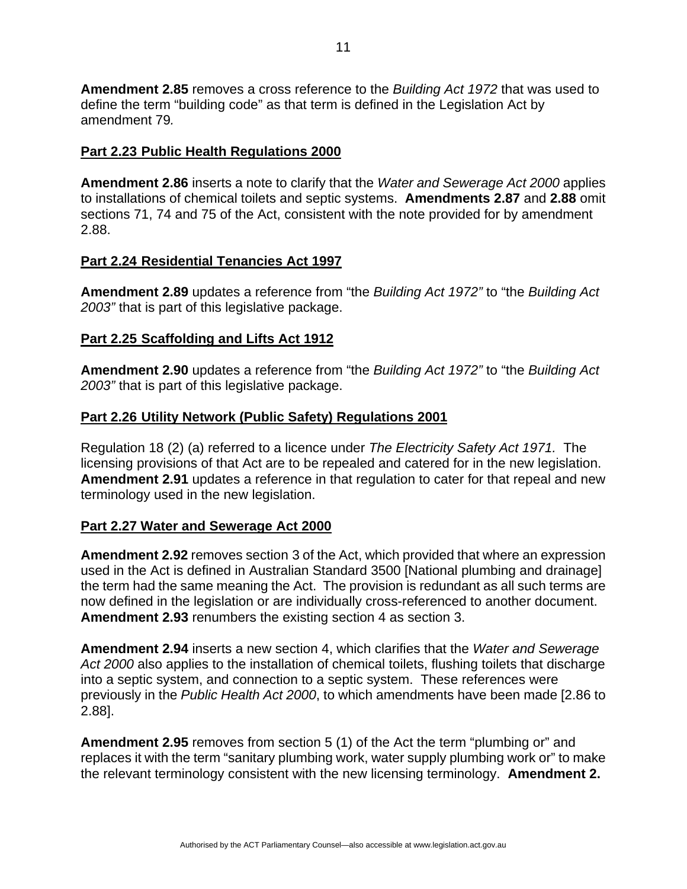**Amendment 2.85** removes a cross reference to the *Building Act 1972* that was used to define the term "building code" as that term is defined in the Legislation Act by amendment 79*.*

## Part 2.23 Public Health Regulations 2000

**Amendment 2.86** inserts a note to clarify that the *Water and Sewerage Act 2000* applies to installations of chemical toilets and septic systems. **Amendments 2.87** and **2.88** omit sections 71, 74 and 75 of the Act, consistent with the note provided for by amendment 2.88.

## Part 2.24 Residential Tenancies Act 1997

**Amendment 2.89** updates a reference from "the *Building Act 1972"* to "the *Building Act 2003"* that is part of this legislative package.

## Part 2.25 Scaffolding and Lifts Act 1912

**Amendment 2.90** updates a reference from "the *Building Act 1972"* to "the *Building Act 2003"* that is part of this legislative package.

## Part 2.26 Utility Network (Public Safety) Regulations 2001

Regulation 18 (2) (a) referred to a licence under *The Electricity Safety Act 1971.* The licensing provisions of that Act are to be repealed and catered for in the new legislation. **Amendment 2.91** updates a reference in that regulation to cater for that repeal and new terminology used in the new legislation.

## Part 2.27 Water and Sewerage Act 2000

**Amendment 2.92** removes section 3 of the Act, which provided that where an expression used in the Act is defined in Australian Standard 3500 [National plumbing and drainage] the term had the same meaning the Act. The provision is redundant as all such terms are now defined in the legislation or are individually cross-referenced to another document. **Amendment 2.93** renumbers the existing section 4 as section 3.

**Amendment 2.94** inserts a new section 4, which clarifies that the *Water and Sewerage Act 2000* also applies to the installation of chemical toilets, flushing toilets that discharge into a septic system, and connection to a septic system. These references were previously in the *Public Health Act 2000*, to which amendments have been made [2.86 to 2.88].

**Amendment 2.95** removes from section 5 (1) of the Act the term "plumbing or" and replaces it with the term "sanitary plumbing work, water supply plumbing work or" to make the relevant terminology consistent with the new licensing terminology. **Amendment 2.**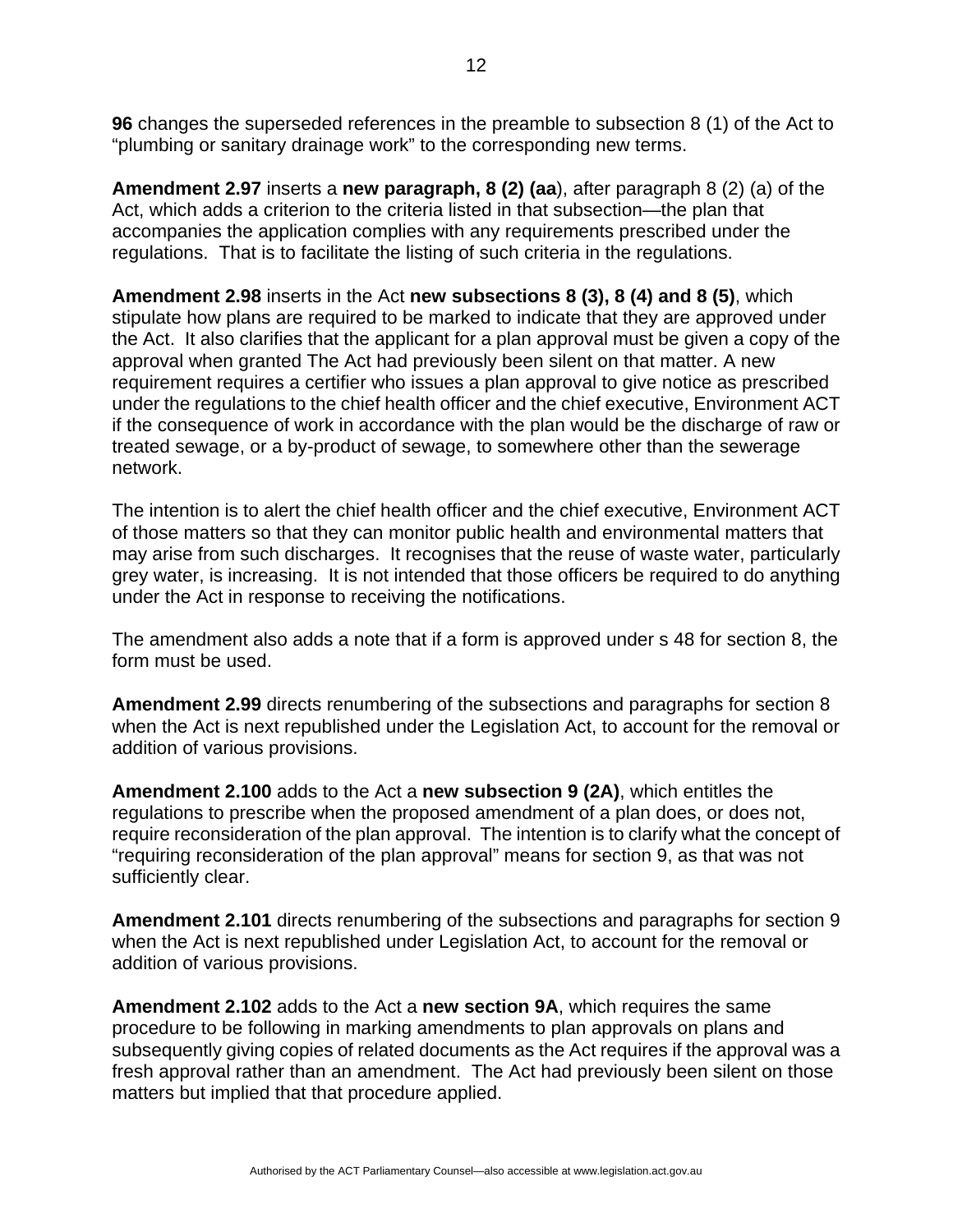**96** changes the superseded references in the preamble to subsection 8 (1) of the Act to "plumbing or sanitary drainage work" to the corresponding new terms.

**Amendment 2.97** inserts a **new paragraph, 8 (2) (aa**), after paragraph 8 (2) (a) of the Act, which adds a criterion to the criteria listed in that subsection—the plan that accompanies the application complies with any requirements prescribed under the regulations. That is to facilitate the listing of such criteria in the regulations.

**Amendment 2.98** inserts in the Act **new subsections 8 (3), 8 (4) and 8 (5)**, which stipulate how plans are required to be marked to indicate that they are approved under the Act. It also clarifies that the applicant for a plan approval must be given a copy of the approval when granted The Act had previously been silent on that matter. A new requirement requires a certifier who issues a plan approval to give notice as prescribed under the regulations to the chief health officer and the chief executive, Environment ACT if the consequence of work in accordance with the plan would be the discharge of raw or treated sewage, or a by-product of sewage, to somewhere other than the sewerage network.

The intention is to alert the chief health officer and the chief executive, Environment ACT of those matters so that they can monitor public health and environmental matters that may arise from such discharges. It recognises that the reuse of waste water, particularly grey water, is increasing. It is not intended that those officers be required to do anything under the Act in response to receiving the notifications.

The amendment also adds a note that if a form is approved under s 48 for section 8, the form must be used.

**Amendment 2.99** directs renumbering of the subsections and paragraphs for section 8 when the Act is next republished under the Legislation Act, to account for the removal or addition of various provisions.

**Amendment 2.100** adds to the Act a **new subsection 9 (2A)**, which entitles the regulations to prescribe when the proposed amendment of a plan does, or does not, require reconsideration of the plan approval. The intention is to clarify what the concept of "requiring reconsideration of the plan approval" means for section 9, as that was not sufficiently clear.

**Amendment 2.101** directs renumbering of the subsections and paragraphs for section 9 when the Act is next republished under Legislation Act, to account for the removal or addition of various provisions.

**Amendment 2.102** adds to the Act a **new section 9A**, which requires the same procedure to be following in marking amendments to plan approvals on plans and subsequently giving copies of related documents as the Act requires if the approval was a fresh approval rather than an amendment. The Act had previously been silent on those matters but implied that that procedure applied.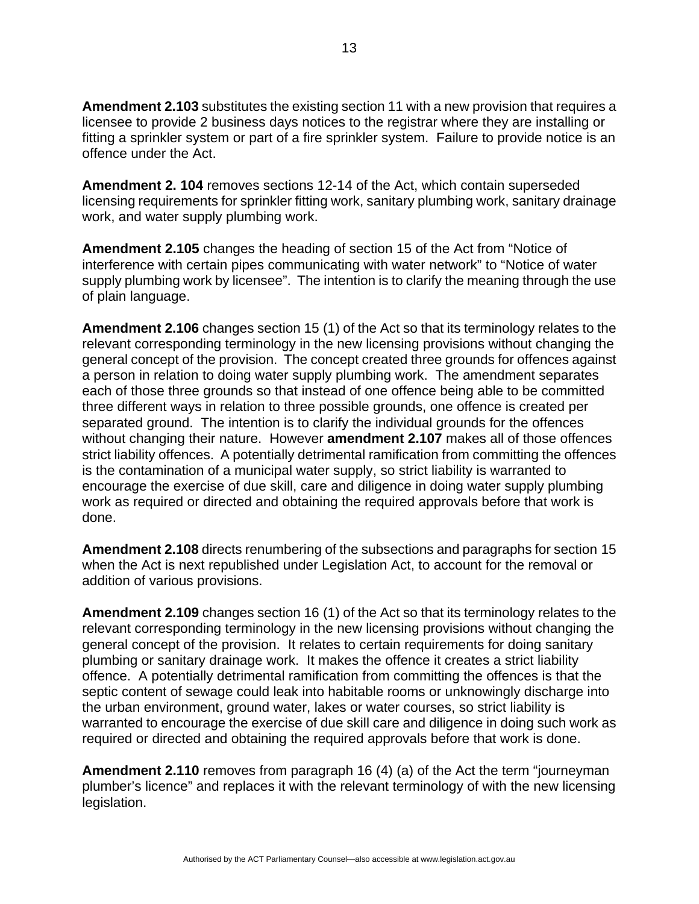**Amendment 2.103** substitutes the existing section 11 with a new provision that requires a licensee to provide 2 business days notices to the registrar where they are installing or fitting a sprinkler system or part of a fire sprinkler system. Failure to provide notice is an offence under the Act.

**Amendment 2. 104** removes sections 12-14 of the Act, which contain superseded licensing requirements for sprinkler fitting work, sanitary plumbing work, sanitary drainage work, and water supply plumbing work.

**Amendment 2.105** changes the heading of section 15 of the Act from "Notice of interference with certain pipes communicating with water network" to "Notice of water supply plumbing work by licensee". The intention is to clarify the meaning through the use of plain language.

**Amendment 2.106** changes section 15 (1) of the Act so that its terminology relates to the relevant corresponding terminology in the new licensing provisions without changing the general concept of the provision. The concept created three grounds for offences against a person in relation to doing water supply plumbing work. The amendment separates each of those three grounds so that instead of one offence being able to be committed three different ways in relation to three possible grounds, one offence is created per separated ground. The intention is to clarify the individual grounds for the offences without changing their nature. However **amendment 2.107** makes all of those offences strict liability offences. A potentially detrimental ramification from committing the offences is the contamination of a municipal water supply, so strict liability is warranted to encourage the exercise of due skill, care and diligence in doing water supply plumbing work as required or directed and obtaining the required approvals before that work is done.

**Amendment 2.108** directs renumbering of the subsections and paragraphs for section 15 when the Act is next republished under Legislation Act, to account for the removal or addition of various provisions.

**Amendment 2.109** changes section 16 (1) of the Act so that its terminology relates to the relevant corresponding terminology in the new licensing provisions without changing the general concept of the provision. It relates to certain requirements for doing sanitary plumbing or sanitary drainage work. It makes the offence it creates a strict liability offence. A potentially detrimental ramification from committing the offences is that the septic content of sewage could leak into habitable rooms or unknowingly discharge into the urban environment, ground water, lakes or water courses, so strict liability is warranted to encourage the exercise of due skill care and diligence in doing such work as required or directed and obtaining the required approvals before that work is done.

**Amendment 2.110** removes from paragraph 16 (4) (a) of the Act the term "journeyman plumber's licence" and replaces it with the relevant terminology of with the new licensing legislation.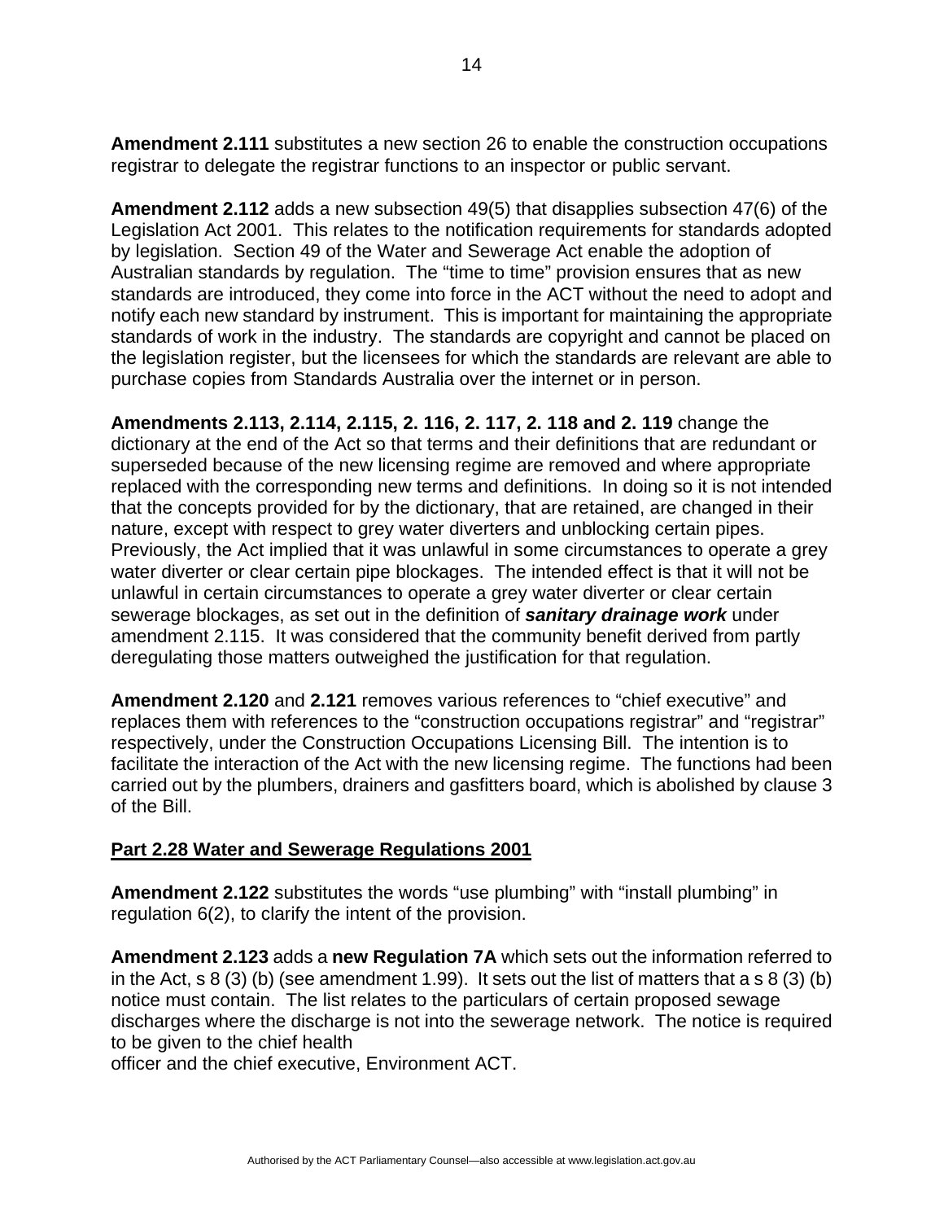**Amendment 2.111** substitutes a new section 26 to enable the construction occupations registrar to delegate the registrar functions to an inspector or public servant.

**Amendment 2.112** adds a new subsection 49(5) that disapplies subsection 47(6) of the Legislation Act 2001. This relates to the notification requirements for standards adopted by legislation. Section 49 of the Water and Sewerage Act enable the adoption of Australian standards by regulation. The "time to time" provision ensures that as new standards are introduced, they come into force in the ACT without the need to adopt and notify each new standard by instrument. This is important for maintaining the appropriate standards of work in the industry. The standards are copyright and cannot be placed on the legislation register, but the licensees for which the standards are relevant are able to purchase copies from Standards Australia over the internet or in person.

**Amendments 2.113, 2.114, 2.115, 2. 116, 2. 117, 2. 118 and 2. 119** change the dictionary at the end of the Act so that terms and their definitions that are redundant or superseded because of the new licensing regime are removed and where appropriate replaced with the corresponding new terms and definitions. In doing so it is not intended that the concepts provided for by the dictionary, that are retained, are changed in their nature, except with respect to grey water diverters and unblocking certain pipes. Previously, the Act implied that it was unlawful in some circumstances to operate a grey water diverter or clear certain pipe blockages. The intended effect is that it will not be unlawful in certain circumstances to operate a grey water diverter or clear certain sewerage blockages, as set out in the definition of ***sanitary drainage work*** under amendment 2.115. It was considered that the community benefit derived from partly deregulating those matters outweighed the justification for that regulation.

**Amendment 2.120** and **2.121** removes various references to "chief executive" and replaces them with references to the "construction occupations registrar" and "registrar" respectively, under the Construction Occupations Licensing Bill. The intention is to facilitate the interaction of the Act with the new licensing regime. The functions had been carried out by the plumbers, drainers and gasfitters board, which is abolished by clause 3 of the Bill.

## Part 2.28 Water and Sewerage Regulations 2001

**Amendment 2.122** substitutes the words "use plumbing" with "install plumbing" in regulation 6(2), to clarify the intent of the provision.

**Amendment 2.123** adds a **new Regulation 7A** which sets out the information referred to in the Act, s 8 (3) (b) (see amendment 1.99). It sets out the list of matters that a s 8 (3) (b) notice must contain. The list relates to the particulars of certain proposed sewage discharges where the discharge is not into the sewerage network. The notice is required to be given to the chief health officer and the chief executive, Environment ACT.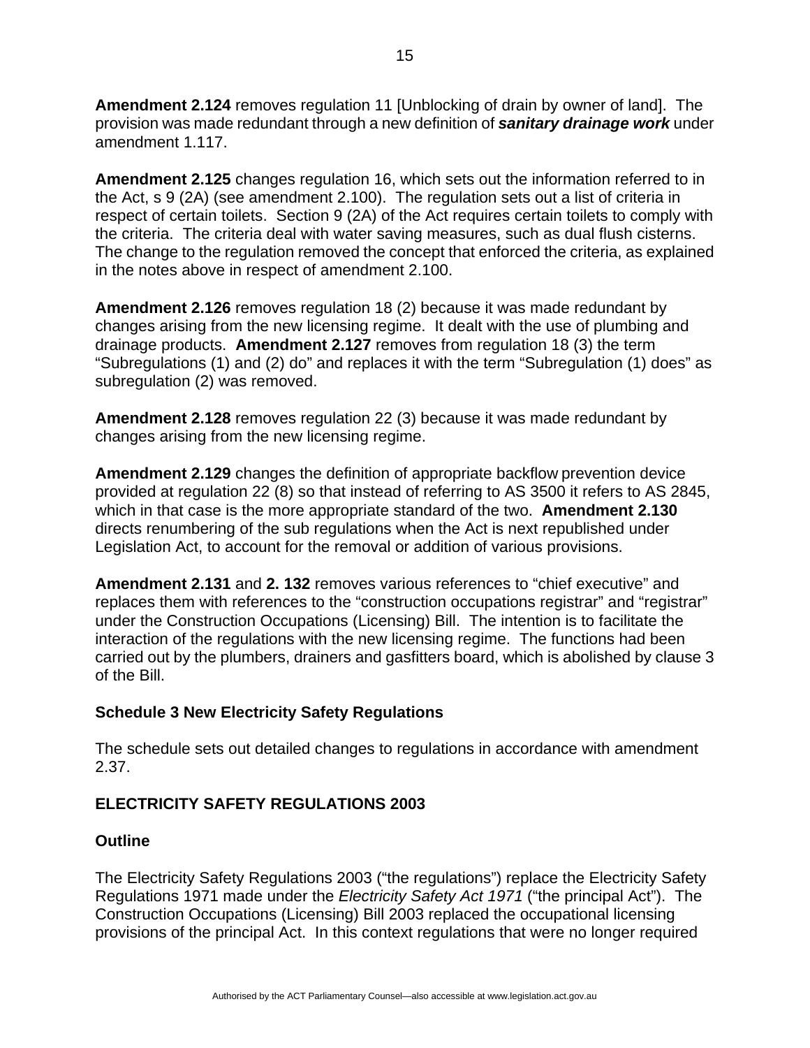**Amendment 2.124** removes regulation 11 [Unblocking of drain by owner of land]. The provision was made redundant through a new definition of ***sanitary drainage work*** under amendment 1.117.

**Amendment 2.125** changes regulation 16, which sets out the information referred to in the Act, s 9 (2A) (see amendment 2.100). The regulation sets out a list of criteria in respect of certain toilets. Section 9 (2A) of the Act requires certain toilets to comply with the criteria. The criteria deal with water saving measures, such as dual flush cisterns. The change to the regulation removed the concept that enforced the criteria, as explained in the notes above in respect of amendment 2.100.

**Amendment 2.126** removes regulation 18 (2) because it was made redundant by changes arising from the new licensing regime. It dealt with the use of plumbing and drainage products. **Amendment 2.127** removes from regulation 18 (3) the term "Subregulations (1) and (2) do" and replaces it with the term "Subregulation (1) does" as subregulation (2) was removed.

**Amendment 2.128** removes regulation 22 (3) because it was made redundant by changes arising from the new licensing regime.

**Amendment 2.129** changes the definition of appropriate backflow prevention device provided at regulation 22 (8) so that instead of referring to AS 3500 it refers to AS 2845, which in that case is the more appropriate standard of the two. **Amendment 2.130** directs renumbering of the sub regulations when the Act is next republished under Legislation Act, to account for the removal or addition of various provisions.

**Amendment 2.131** and **2. 132** removes various references to "chief executive" and replaces them with references to the "construction occupations registrar" and "registrar" under the Construction Occupations (Licensing) Bill. The intention is to facilitate the interaction of the regulations with the new licensing regime. The functions had been carried out by the plumbers, drainers and gasfitters board, which is abolished by clause 3 of the Bill.

## Schedule 3 New Electricity Safety Regulations

The schedule sets out detailed changes to regulations in accordance with amendment 2.37.

## ELECTRICITY SAFETY REGULATIONS 2003

### Outline

The Electricity Safety Regulations 2003 ("the regulations") replace the Electricity Safety Regulations 1971 made under the *Electricity Safety Act 1971* ("the principal Act"). The Construction Occupations (Licensing) Bill 2003 replaced the occupational licensing provisions of the principal Act. In this context regulations that were no longer required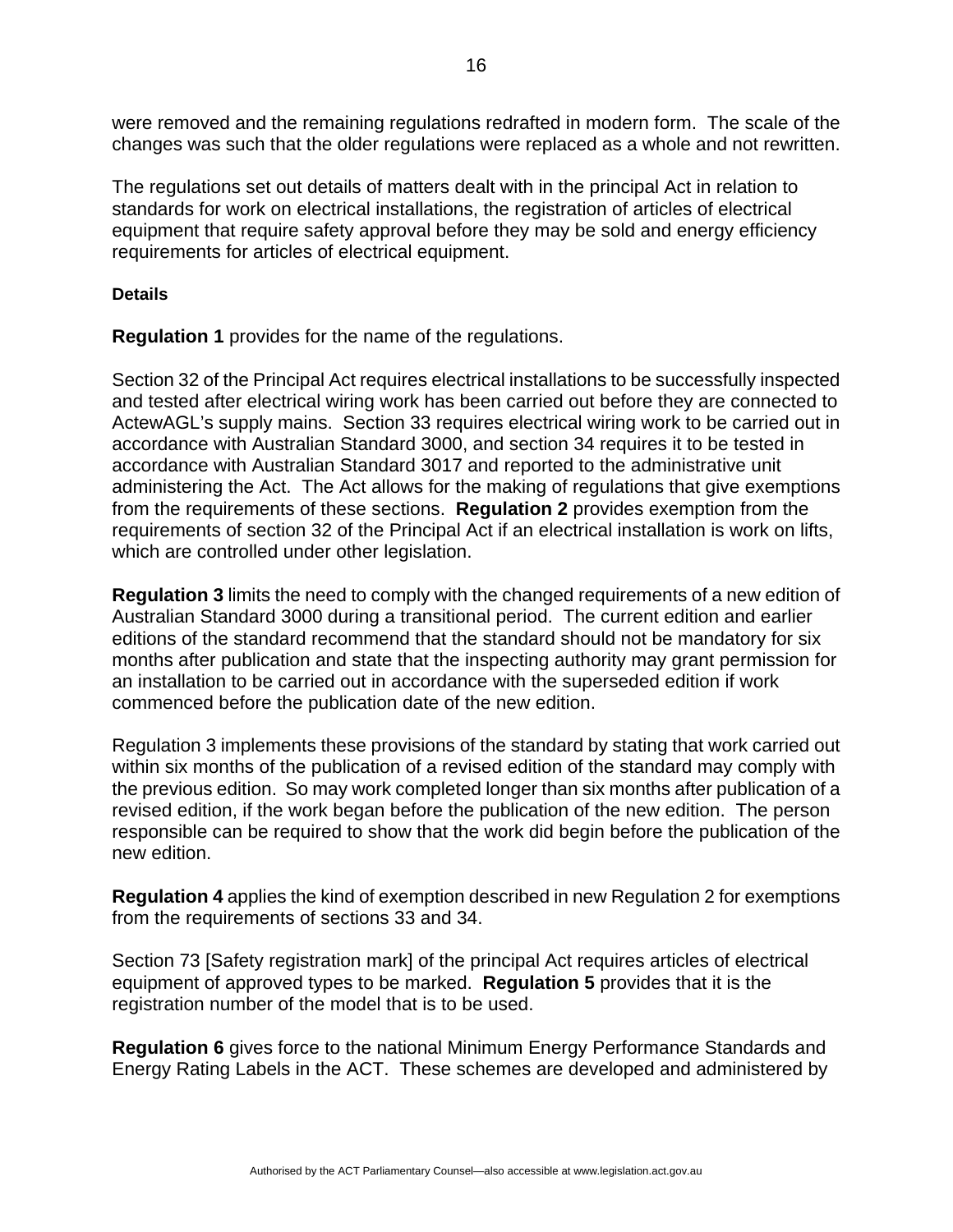were removed and the remaining regulations redrafted in modern form. The scale of the changes was such that the older regulations were replaced as a whole and not rewritten.

The regulations set out details of matters dealt with in the principal Act in relation to standards for work on electrical installations, the registration of articles of electrical equipment that require safety approval before they may be sold and energy efficiency requirements for articles of electrical equipment.

**Details**

**Regulation 1** provides for the name of the regulations.

Section 32 of the Principal Act requires electrical installations to be successfully inspected and tested after electrical wiring work has been carried out before they are connected to ActewAGL's supply mains. Section 33 requires electrical wiring work to be carried out in accordance with Australian Standard 3000, and section 34 requires it to be tested in accordance with Australian Standard 3017 and reported to the administrative unit administering the Act. The Act allows for the making of regulations that give exemptions from the requirements of these sections. **Regulation 2** provides exemption from the requirements of section 32 of the Principal Act if an electrical installation is work on lifts, which are controlled under other legislation.

**Regulation 3** limits the need to comply with the changed requirements of a new edition of Australian Standard 3000 during a transitional period. The current edition and earlier editions of the standard recommend that the standard should not be mandatory for six months after publication and state that the inspecting authority may grant permission for an installation to be carried out in accordance with the superseded edition if work commenced before the publication date of the new edition.

Regulation 3 implements these provisions of the standard by stating that work carried out within six months of the publication of a revised edition of the standard may comply with the previous edition. So may work completed longer than six months after publication of a revised edition, if the work began before the publication of the new edition. The person responsible can be required to show that the work did begin before the publication of the new edition.

**Regulation 4** applies the kind of exemption described in new Regulation 2 for exemptions from the requirements of sections 33 and 34.

Section 73 [Safety registration mark] of the principal Act requires articles of electrical equipment of approved types to be marked. **Regulation 5** provides that it is the registration number of the model that is to be used.

**Regulation 6** gives force to the national Minimum Energy Performance Standards and Energy Rating Labels in the ACT. These schemes are developed and administered by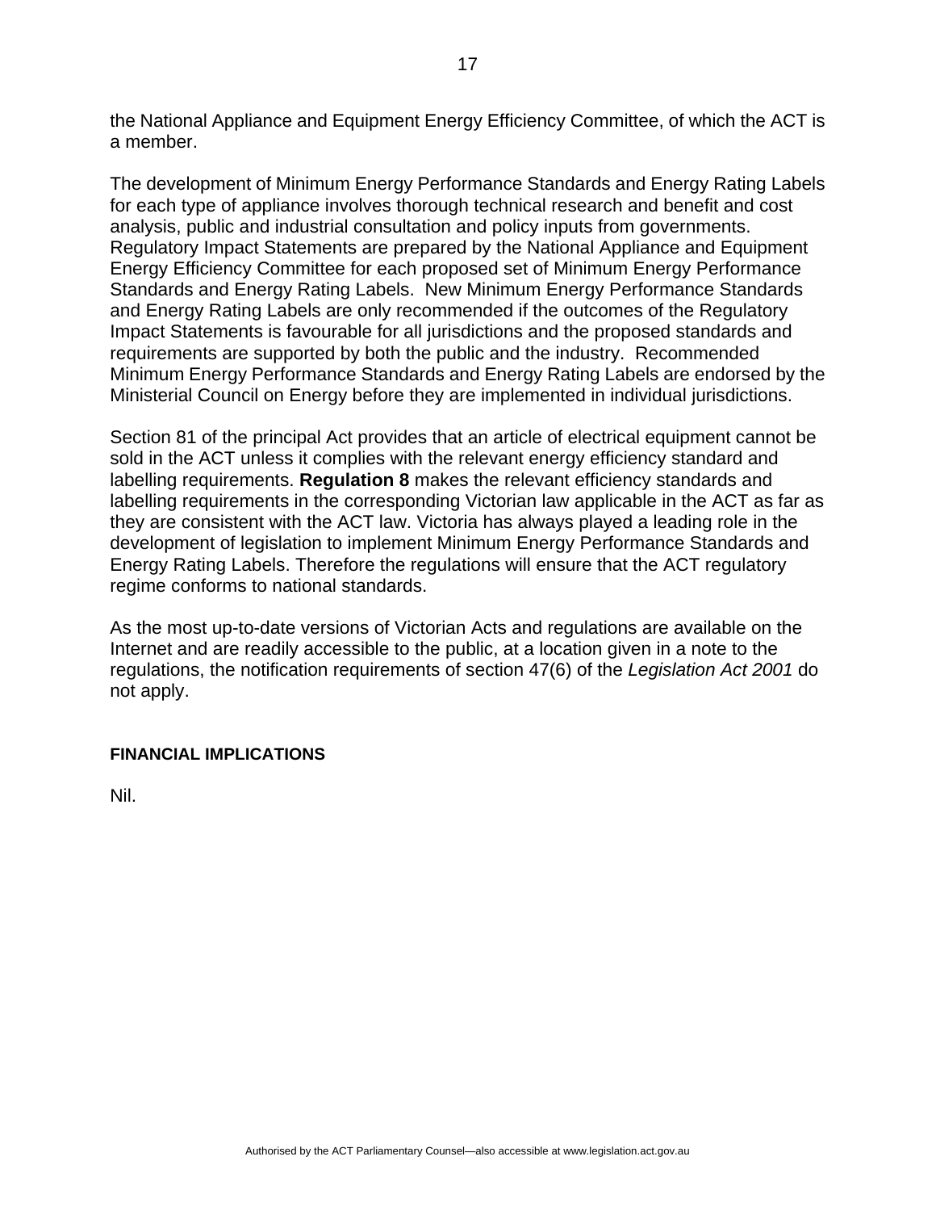the National Appliance and Equipment Energy Efficiency Committee, of which the ACT is a member.

The development of Minimum Energy Performance Standards and Energy Rating Labels for each type of appliance involves thorough technical research and benefit and cost analysis, public and industrial consultation and policy inputs from governments. Regulatory Impact Statements are prepared by the National Appliance and Equipment Energy Efficiency Committee for each proposed set of Minimum Energy Performance Standards and Energy Rating Labels. New Minimum Energy Performance Standards and Energy Rating Labels are only recommended if the outcomes of the Regulatory Impact Statements is favourable for all jurisdictions and the proposed standards and requirements are supported by both the public and the industry. Recommended Minimum Energy Performance Standards and Energy Rating Labels are endorsed by the Ministerial Council on Energy before they are implemented in individual jurisdictions.

Section 81 of the principal Act provides that an article of electrical equipment cannot be sold in the ACT unless it complies with the relevant energy efficiency standard and labelling requirements. **Regulation 8** makes the relevant efficiency standards and labelling requirements in the corresponding Victorian law applicable in the ACT as far as they are consistent with the ACT law. Victoria has always played a leading role in the development of legislation to implement Minimum Energy Performance Standards and Energy Rating Labels. Therefore the regulations will ensure that the ACT regulatory regime conforms to national standards.

As the most up-to-date versions of Victorian Acts and regulations are available on the Internet and are readily accessible to the public, at a location given in a note to the regulations, the notification requirements of section 47(6) of the *Legislation Act 2001* do not apply.

**FINANCIAL IMPLICATIONS**

Nil.